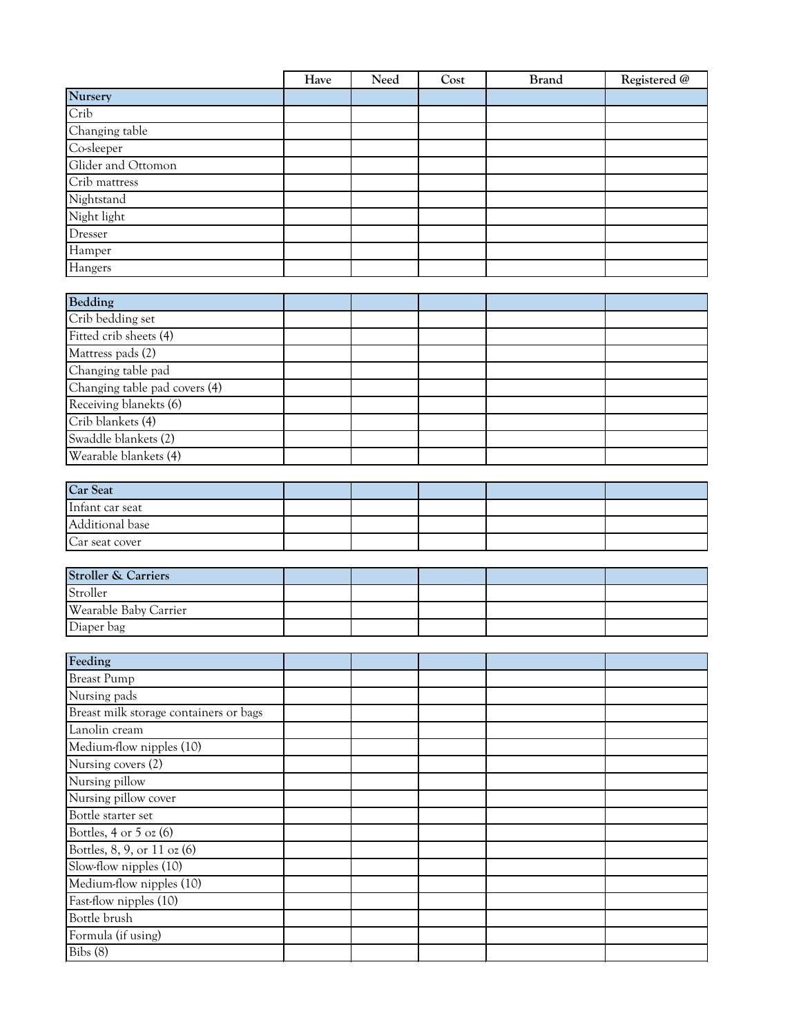| | Have | Need | Cost | Brand | Registered @ |
|---|---|---|---|---|---|
| **Nursery** | | | | | |
| Crib | | | | | |
| Changing table | | | | | |
| Co-sleeper | | | | | |
| Glider and Ottomon | | | | | |
| Crib mattress | | | | | |
| Nightstand | | | | | |
| Night light | | | | | |
| Dresser | | | | | |
| Hamper | | | | | |
| Hangers | | | | | |

| | | | | | |
|---|---|---|---|---|---|
| **Bedding** | | | | | |
| Crib bedding set | | | | | |
| Fitted crib sheets (4) | | | | | |
| Mattress pads (2) | | | | | |
| Changing table pad | | | | | |
| Changing table pad covers (4) | | | | | |
| Receiving blanekts (6) | | | | | |
| Crib blankets (4) | | | | | |
| Swaddle blankets (2) | | | | | |
| Wearable blankets (4) | | | | | |

| | | | | | |
|---|---|---|---|---|---|
| **Car Seat** | | | | | |
| Infant car seat | | | | | |
| Additional base | | | | | |
| Car seat cover | | | | | |

| | | | | | |
|---|---|---|---|---|---|
| **Stroller & Carriers** | | | | | |
| Stroller | | | | | |
| Wearable Baby Carrier | | | | | |
| Diaper bag | | | | | |

| | | | | | |
|---|---|---|---|---|---|
| **Feeding** | | | | | |
| Breast Pump | | | | | |
| Nursing pads | | | | | |
| Breast milk storage containers or bags | | | | | |
| Lanolin cream | | | | | |
| Medium-flow nipples (10) | | | | | |
| Nursing covers (2) | | | | | |
| Nursing pillow | | | | | |
| Nursing pillow cover | | | | | |
| Bottle starter set | | | | | |
| Bottles, 4 or 5 oz (6) | | | | | |
| Bottles, 8, 9, or 11 oz (6) | | | | | |
| Slow-flow nipples (10) | | | | | |
| Medium-flow nipples (10) | | | | | |
| Fast-flow nipples (10) | | | | | |
| Bottle brush | | | | | |
| Formula (if using) | | | | | |
| Bibs (8) | | | | | |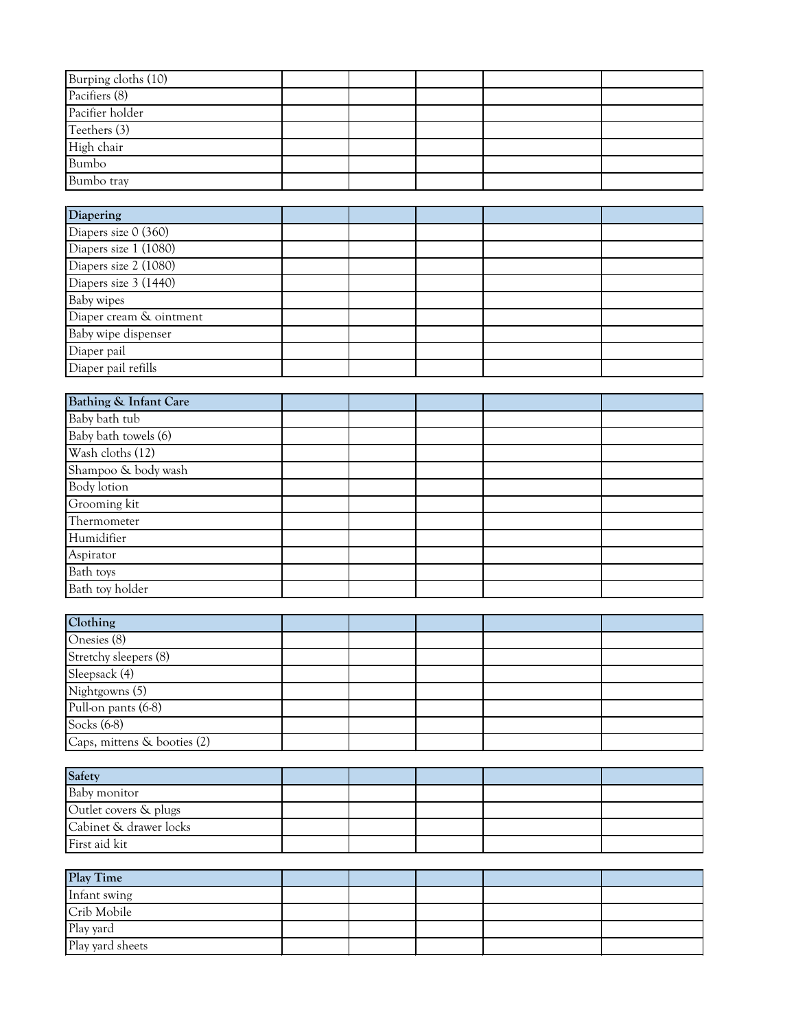| Burping cloths (10) | | | | | |
|---|---|---|---|---|---|
| Pacifiers (8) | | | | | |
| Pacifier holder | | | | | |
| Teethers (3) | | | | | |
| High chair | | | | | |
| Bumbo | | | | | |
| Bumbo tray | | | | | |

| **Diapering** | | | | | |
|---|---|---|---|---|---|
| Diapers size 0 (360) | | | | | |
| Diapers size 1 (1080) | | | | | |
| Diapers size 2 (1080) | | | | | |
| Diapers size 3 (1440) | | | | | |
| Baby wipes | | | | | |
| Diaper cream & ointment | | | | | |
| Baby wipe dispenser | | | | | |
| Diaper pail | | | | | |
| Diaper pail refills | | | | | |

| **Bathing & Infant Care** | | | | | |
|---|---|---|---|---|---|
| Baby bath tub | | | | | |
| Baby bath towels (6) | | | | | |
| Wash cloths (12) | | | | | |
| Shampoo & body wash | | | | | |
| Body lotion | | | | | |
| Grooming kit | | | | | |
| Thermometer | | | | | |
| Humidifier | | | | | |
| Aspirator | | | | | |
| Bath toys | | | | | |
| Bath toy holder | | | | | |

| **Clothing** | | | | | |
|---|---|---|---|---|---|
| Onesies (8) | | | | | |
| Stretchy sleepers (8) | | | | | |
| Sleepsack (4) | | | | | |
| Nightgowns (5) | | | | | |
| Pull-on pants (6-8) | | | | | |
| Socks (6-8) | | | | | |
| Caps, mittens & booties (2) | | | | | |

| **Safety** | | | | | |
|---|---|---|---|---|---|
| Baby monitor | | | | | |
| Outlet covers & plugs | | | | | |
| Cabinet & drawer locks | | | | | |
| First aid kit | | | | | |

| **Play Time** | | | | | |
|---|---|---|---|---|---|
| Infant swing | | | | | |
| Crib Mobile | | | | | |
| Play yard | | | | | |
| Play yard sheets | | | | | |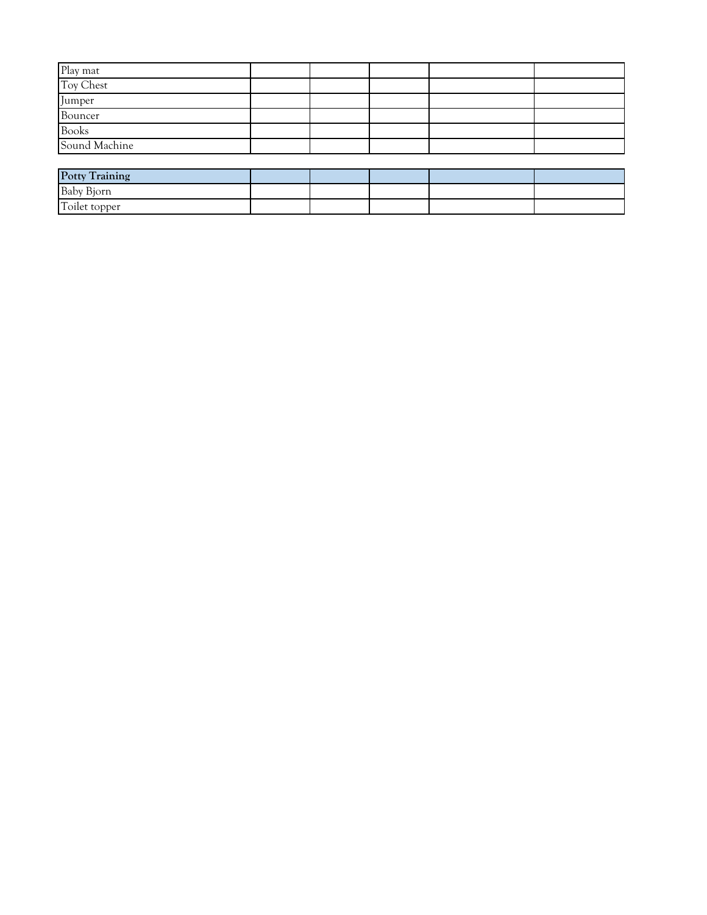| | | | | | |
|---|---|---|---|---|---|
| Play mat | | | | | |
| Toy Chest | | | | | |
| Jumper | | | | | |
| Bouncer | | | | | |
| Books | | | | | |
| Sound Machine | | | | | |

| **Potty Training** | | | | | |
|---|---|---|---|---|---|
| Baby Bjorn | | | | | |
| Toilet topper | | | | | |